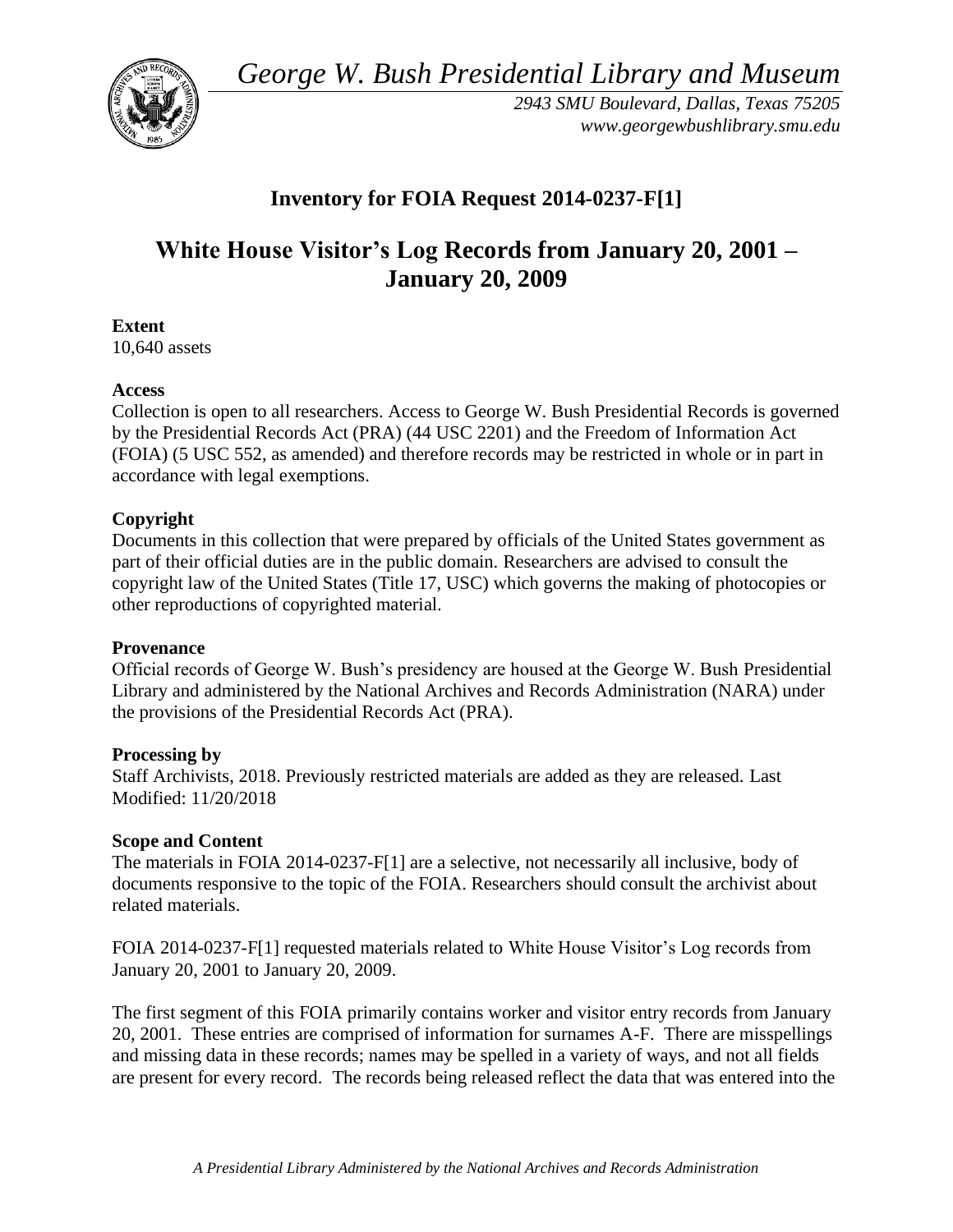*George W. Bush Presidential Library and Museum*

*2943 SMU Boulevard, Dallas, Texas 75205*
*www.georgewbushlibrary.smu.edu*

# Inventory for FOIA Request 2014-0237-F[1]

# White House Visitor's Log Records from January 20, 2001 – January 20, 2009

**Extent**
10,640 assets

**Access**
Collection is open to all researchers. Access to George W. Bush Presidential Records is governed by the Presidential Records Act (PRA) (44 USC 2201) and the Freedom of Information Act (FOIA) (5 USC 552, as amended) and therefore records may be restricted in whole or in part in accordance with legal exemptions.

**Copyright**
Documents in this collection that were prepared by officials of the United States government as part of their official duties are in the public domain. Researchers are advised to consult the copyright law of the United States (Title 17, USC) which governs the making of photocopies or other reproductions of copyrighted material.

**Provenance**
Official records of George W. Bush's presidency are housed at the George W. Bush Presidential Library and administered by the National Archives and Records Administration (NARA) under the provisions of the Presidential Records Act (PRA).

**Processing by**
Staff Archivists, 2018. Previously restricted materials are added as they are released. Last Modified: 11/20/2018

**Scope and Content**
The materials in FOIA 2014-0237-F[1] are a selective, not necessarily all inclusive, body of documents responsive to the topic of the FOIA. Researchers should consult the archivist about related materials.

FOIA 2014-0237-F[1] requested materials related to White House Visitor's Log records from January 20, 2001 to January 20, 2009.

The first segment of this FOIA primarily contains worker and visitor entry records from January 20, 2001. These entries are comprised of information for surnames A-F. There are misspellings and missing data in these records; names may be spelled in a variety of ways, and not all fields are present for every record. The records being released reflect the data that was entered into the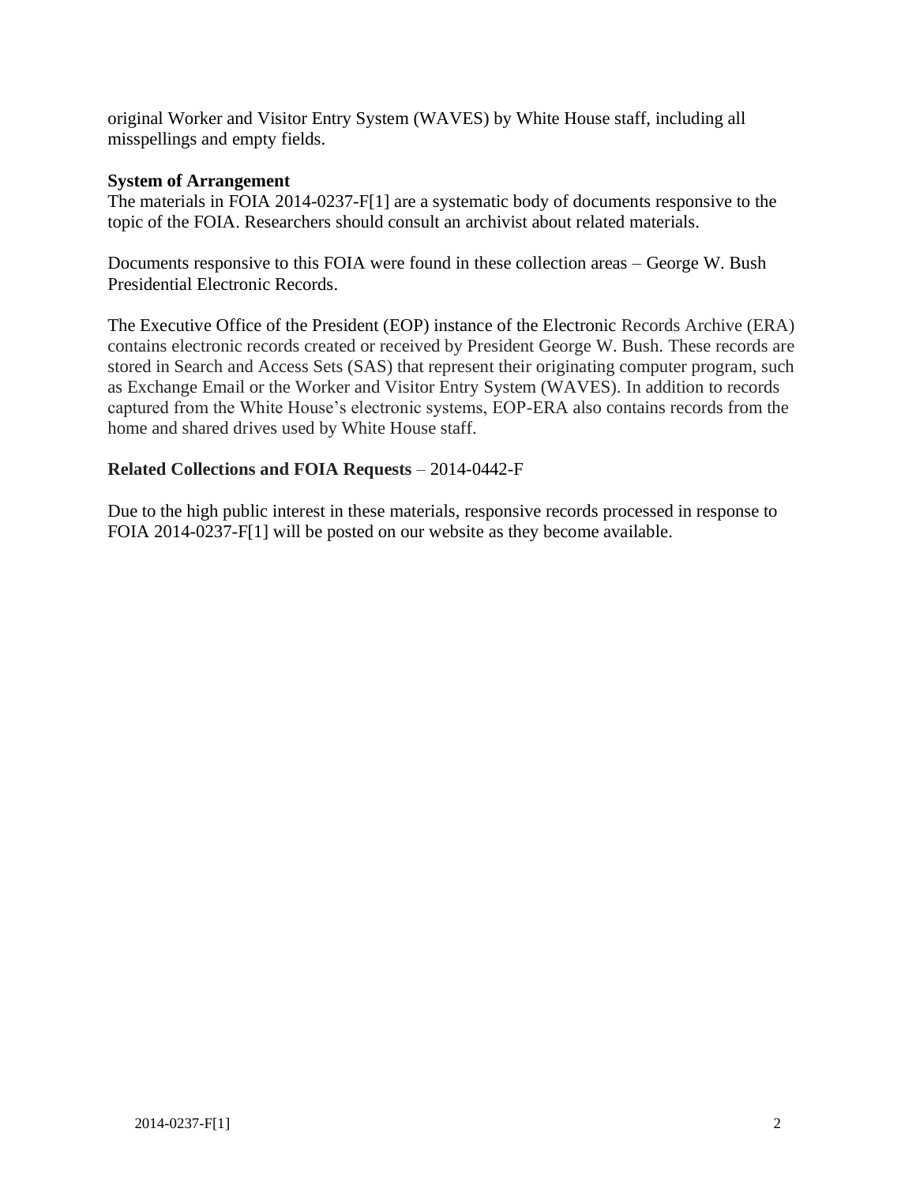original Worker and Visitor Entry System (WAVES) by White House staff, including all misspellings and empty fields.

**System of Arrangement**
The materials in FOIA 2014-0237-F[1] are a systematic body of documents responsive to the topic of the FOIA. Researchers should consult an archivist about related materials.

Documents responsive to this FOIA were found in these collection areas – George W. Bush Presidential Electronic Records.

The Executive Office of the President (EOP) instance of the Electronic Records Archive (ERA) contains electronic records created or received by President George W. Bush. These records are stored in Search and Access Sets (SAS) that represent their originating computer program, such as Exchange Email or the Worker and Visitor Entry System (WAVES). In addition to records captured from the White House's electronic systems, EOP-ERA also contains records from the home and shared drives used by White House staff.

**Related Collections and FOIA Requests** – 2014-0442-F

Due to the high public interest in these materials, responsive records processed in response to FOIA 2014-0237-F[1] will be posted on our website as they become available.